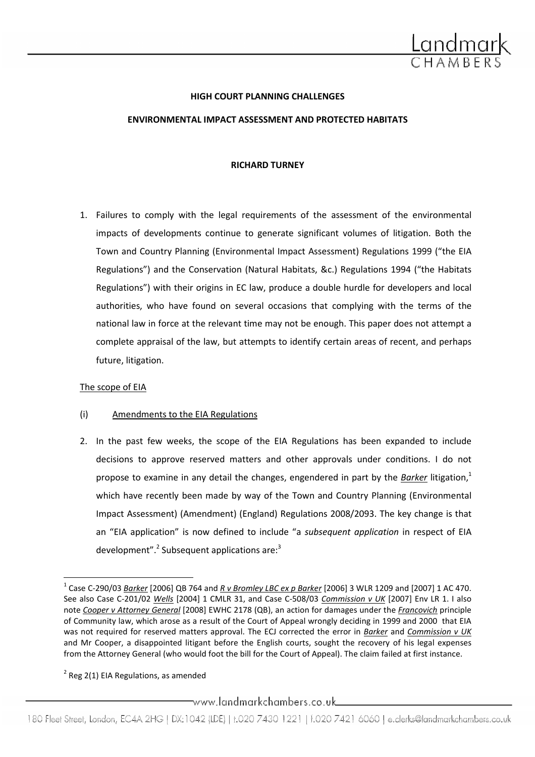**HIGH COURT PLANNING CHALLENGES**

**ENVIRONMENTAL IMPACT ASSESSMENT AND PROTECTED HABITATS**

**RICHARD TURNEY**

1. Failures to comply with the legal requirements of the assessment of the environmental impacts of developments continue to generate significant volumes of litigation. Both the Town and Country Planning (Environmental Impact Assessment) Regulations 1999 ("the EIA Regulations") and the Conservation (Natural Habitats, &c.) Regulations 1994 ("the Habitats Regulations") with their origins in EC law, produce a double hurdle for developers and local authorities, who have found on several occasions that complying with the terms of the national law in force at the relevant time may not be enough. This paper does not attempt a complete appraisal of the law, but attempts to identify certain areas of recent, and perhaps future, litigation.

The scope of EIA

(i) Amendments to the EIA Regulations

2. In the past few weeks, the scope of the EIA Regulations has been expanded to include decisions to approve reserved matters and other approvals under conditions. I do not propose to examine in any detail the changes, engendered in part by the ***Barker*** litigation,[1] which have recently been made by way of the Town and Country Planning (Environmental Impact Assessment) (Amendment) (England) Regulations 2008/2093. The key change is that an "EIA application" is now defined to include "a *subsequent application* in respect of EIA development".[2] Subsequent applications are:[3]

[1] Case C-290/03 *Barker* [2006] QB 764 and *R v Bromley LBC ex p Barker* [2006] 3 WLR 1209 and [2007] 1 AC 470. See also Case C-201/02 *Wells* [2004] 1 CMLR 31, and Case C-508/03 *Commission v UK* [2007] Env LR 1. I also note *Cooper v Attorney General* [2008] EWHC 2178 (QB), an action for damages under the *Francovich* principle of Community law, which arose as a result of the Court of Appeal wrongly deciding in 1999 and 2000 that EIA was not required for reserved matters approval. The ECJ corrected the error in *Barker* and *Commission v UK* and Mr Cooper, a disappointed litigant before the English courts, sought the recovery of his legal expenses from the Attorney General (who would foot the bill for the Court of Appeal). The claim failed at first instance.

[2] Reg 2(1) EIA Regulations, as amended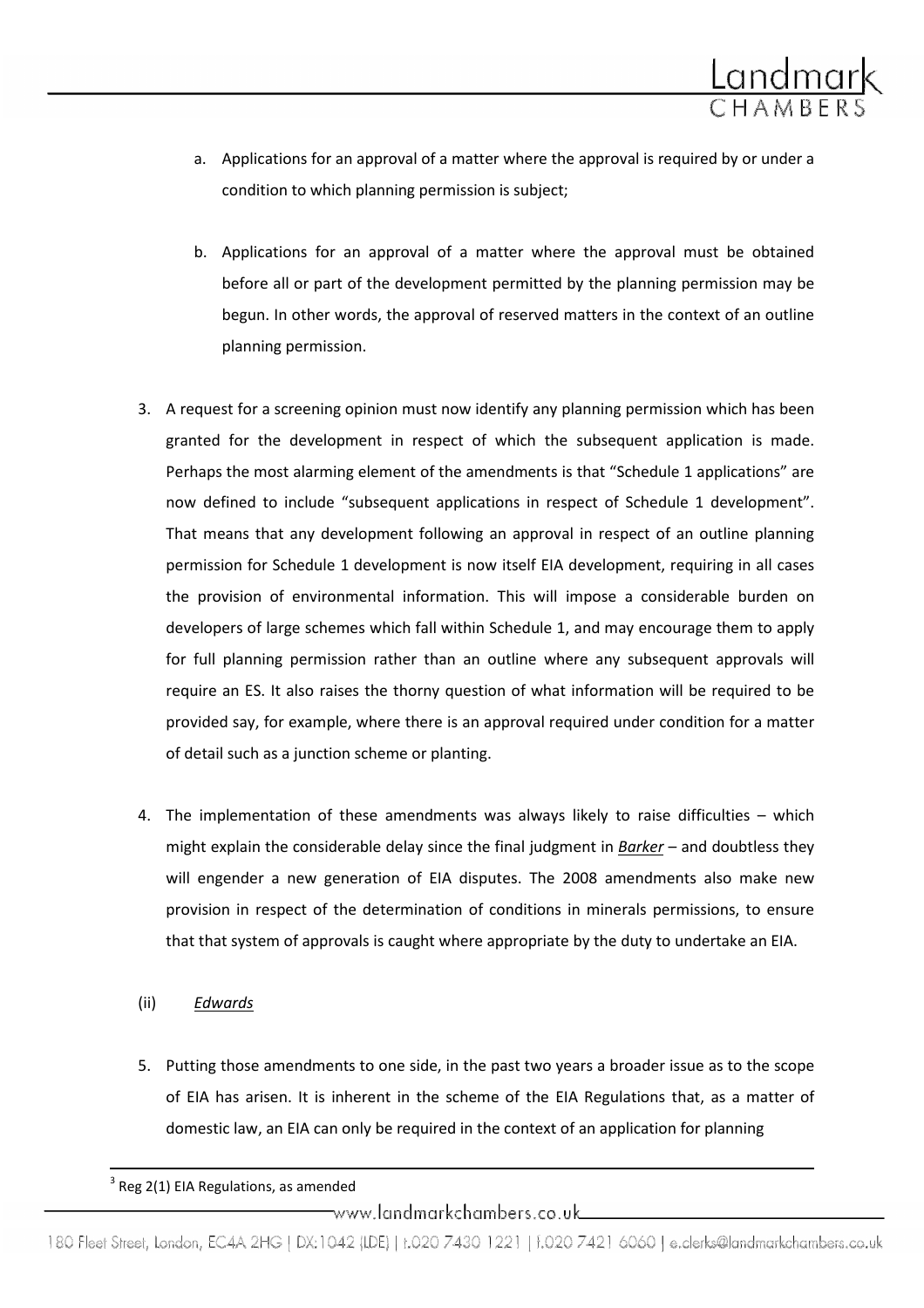a. Applications for an approval of a matter where the approval is required by or under a condition to which planning permission is subject;

b. Applications for an approval of a matter where the approval must be obtained before all or part of the development permitted by the planning permission may be begun. In other words, the approval of reserved matters in the context of an outline planning permission.

3. A request for a screening opinion must now identify any planning permission which has been granted for the development in respect of which the subsequent application is made. Perhaps the most alarming element of the amendments is that "Schedule 1 applications" are now defined to include "subsequent applications in respect of Schedule 1 development". That means that any development following an approval in respect of an outline planning permission for Schedule 1 development is now itself EIA development, requiring in all cases the provision of environmental information. This will impose a considerable burden on developers of large schemes which fall within Schedule 1, and may encourage them to apply for full planning permission rather than an outline where any subsequent approvals will require an ES. It also raises the thorny question of what information will be required to be provided say, for example, where there is an approval required under condition for a matter of detail such as a junction scheme or planting.

4. The implementation of these amendments was always likely to raise difficulties – which might explain the considerable delay since the final judgment in ***Barker*** – and doubtless they will engender a new generation of EIA disputes. The 2008 amendments also make new provision in respect of the determination of conditions in minerals permissions, to ensure that that system of approvals is caught where appropriate by the duty to undertake an EIA.

(ii) *Edwards*

5. Putting those amendments to one side, in the past two years a broader issue as to the scope of EIA has arisen. It is inherent in the scheme of the EIA Regulations that, as a matter of domestic law, an EIA can only be required in the context of an application for planning

[3] Reg 2(1) EIA Regulations, as amended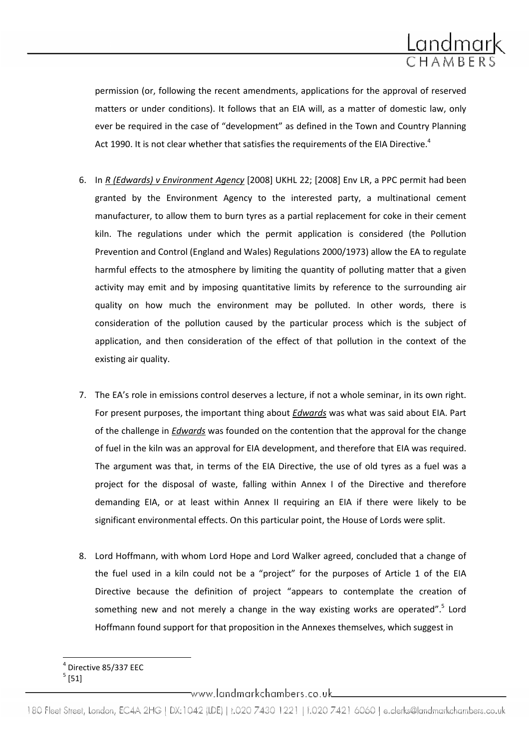permission (or, following the recent amendments, applications for the approval of reserved matters or under conditions). It follows that an EIA will, as a matter of domestic law, only ever be required in the case of "development" as defined in the Town and Country Planning Act 1990. It is not clear whether that satisfies the requirements of the EIA Directive.[4]

6. In *R (Edwards) v Environment Agency* [2008] UKHL 22; [2008] Env LR, a PPC permit had been granted by the Environment Agency to the interested party, a multinational cement manufacturer, to allow them to burn tyres as a partial replacement for coke in their cement kiln. The regulations under which the permit application is considered (the Pollution Prevention and Control (England and Wales) Regulations 2000/1973) allow the EA to regulate harmful effects to the atmosphere by limiting the quantity of polluting matter that a given activity may emit and by imposing quantitative limits by reference to the surrounding air quality on how much the environment may be polluted. In other words, there is consideration of the pollution caused by the particular process which is the subject of application, and then consideration of the effect of that pollution in the context of the existing air quality.

7. The EA's role in emissions control deserves a lecture, if not a whole seminar, in its own right. For present purposes, the important thing about ***Edwards*** was what was said about EIA. Part of the challenge in ***Edwards*** was founded on the contention that the approval for the change of fuel in the kiln was an approval for EIA development, and therefore that EIA was required. The argument was that, in terms of the EIA Directive, the use of old tyres as a fuel was a project for the disposal of waste, falling within Annex I of the Directive and therefore demanding EIA, or at least within Annex II requiring an EIA if there were likely to be significant environmental effects. On this particular point, the House of Lords were split.

8. Lord Hoffmann, with whom Lord Hope and Lord Walker agreed, concluded that a change of the fuel used in a kiln could not be a "project" for the purposes of Article 1 of the EIA Directive because the definition of project "appears to contemplate the creation of something new and not merely a change in the way existing works are operated".[5] Lord Hoffmann found support for that proposition in the Annexes themselves, which suggest in

---

[4] Directive 85/337 EEC

[5] [51]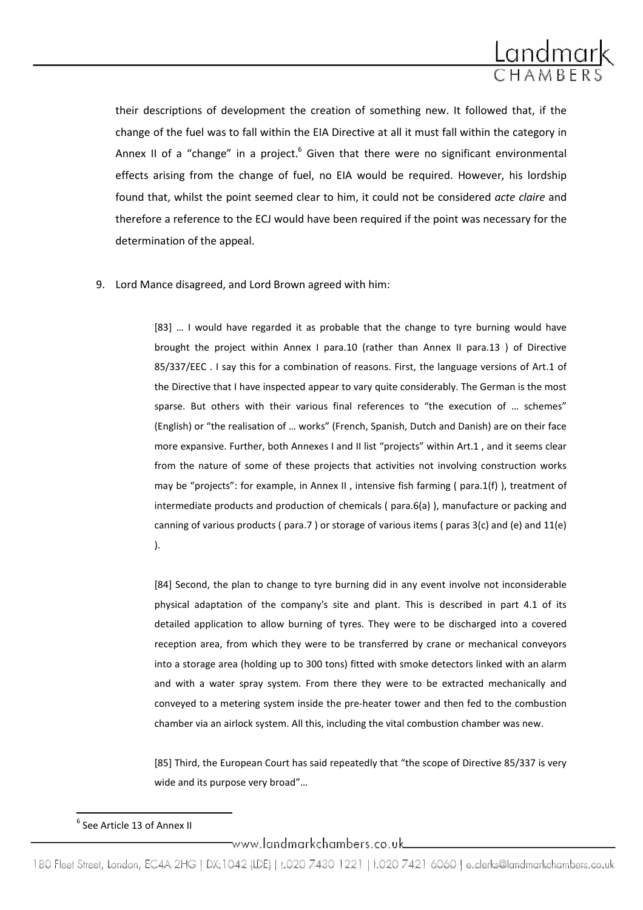their descriptions of development the creation of something new. It followed that, if the change of the fuel was to fall within the EIA Directive at all it must fall within the category in Annex II of a "change" in a project.[6] Given that there were no significant environmental effects arising from the change of fuel, no EIA would be required. However, his lordship found that, whilst the point seemed clear to him, it could not be considered *acte claire* and therefore a reference to the ECJ would have been required if the point was necessary for the determination of the appeal.

9. Lord Mance disagreed, and Lord Brown agreed with him:

> [83] … I would have regarded it as probable that the change to tyre burning would have brought the project within Annex I para.10 (rather than Annex II para.13 ) of Directive 85/337/EEC . I say this for a combination of reasons. First, the language versions of Art.1 of the Directive that I have inspected appear to vary quite considerably. The German is the most sparse. But others with their various final references to "the execution of … schemes" (English) or "the realisation of … works" (French, Spanish, Dutch and Danish) are on their face more expansive. Further, both Annexes I and II list "projects" within Art.1 , and it seems clear from the nature of some of these projects that activities not involving construction works may be "projects": for example, in Annex II , intensive fish farming ( para.1(f) ), treatment of intermediate products and production of chemicals ( para.6(a) ), manufacture or packing and canning of various products ( para.7 ) or storage of various items ( paras 3(c) and (e) and 11(e) ).
>
> [84] Second, the plan to change to tyre burning did in any event involve not inconsiderable physical adaptation of the company's site and plant. This is described in part 4.1 of its detailed application to allow burning of tyres. They were to be discharged into a covered reception area, from which they were to be transferred by crane or mechanical conveyors into a storage area (holding up to 300 tons) fitted with smoke detectors linked with an alarm and with a water spray system. From there they were to be extracted mechanically and conveyed to a metering system inside the pre-heater tower and then fed to the combustion chamber via an airlock system. All this, including the vital combustion chamber was new.
>
> [85] Third, the European Court has said repeatedly that "the scope of Directive 85/337 is very wide and its purpose very broad"…

[6] See Article 13 of Annex II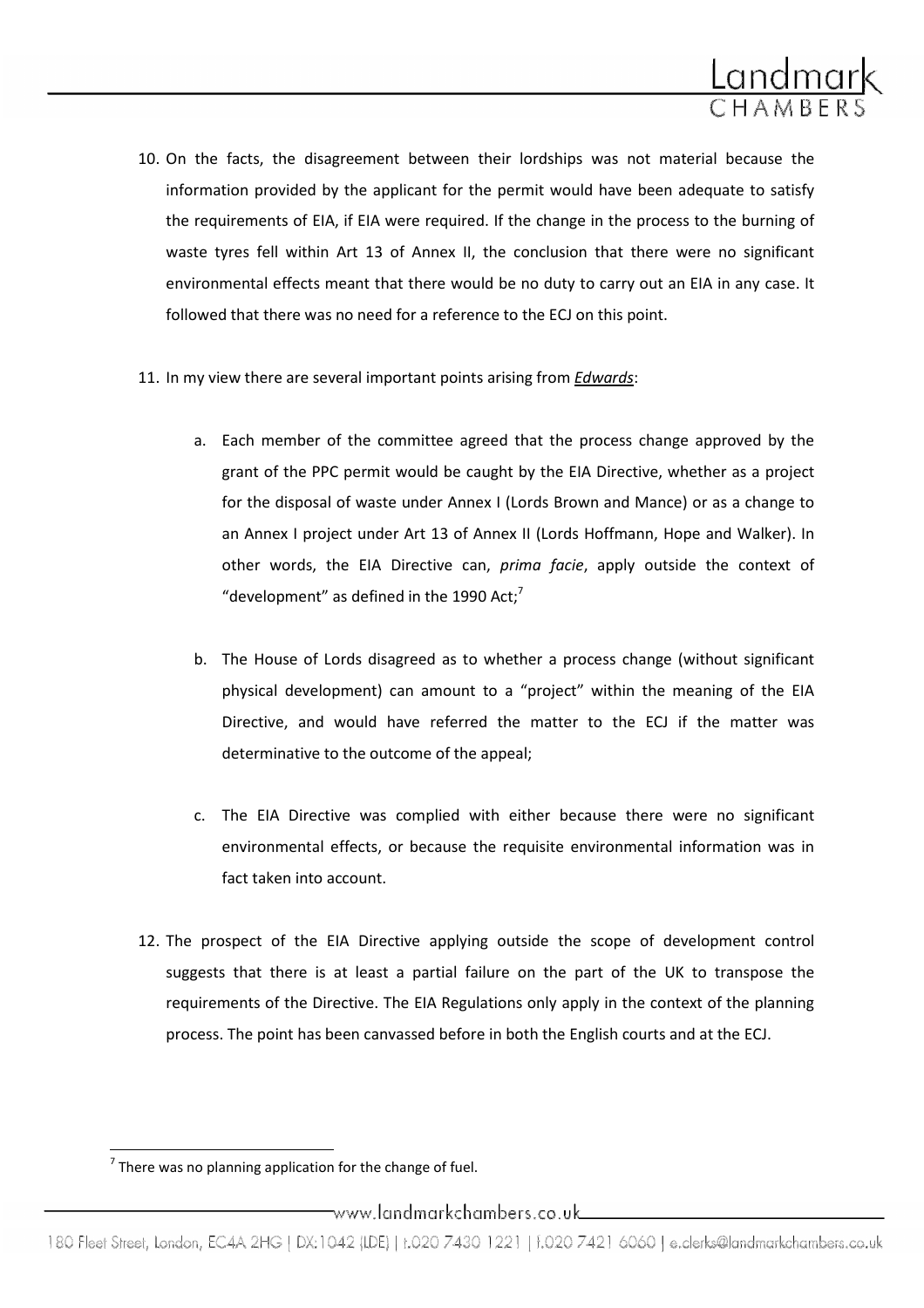10. On the facts, the disagreement between their lordships was not material because the information provided by the applicant for the permit would have been adequate to satisfy the requirements of EIA, if EIA were required. If the change in the process to the burning of waste tyres fell within Art 13 of Annex II, the conclusion that there were no significant environmental effects meant that there would be no duty to carry out an EIA in any case. It followed that there was no need for a reference to the ECJ on this point.

11. In my view there are several important points arising from ***Edwards***:

    a. Each member of the committee agreed that the process change approved by the grant of the PPC permit would be caught by the EIA Directive, whether as a project for the disposal of waste under Annex I (Lords Brown and Mance) or as a change to an Annex I project under Art 13 of Annex II (Lords Hoffmann, Hope and Walker). In other words, the EIA Directive can, *prima facie*, apply outside the context of "development" as defined in the 1990 Act;[7]

    b. The House of Lords disagreed as to whether a process change (without significant physical development) can amount to a "project" within the meaning of the EIA Directive, and would have referred the matter to the ECJ if the matter was determinative to the outcome of the appeal;

    c. The EIA Directive was complied with either because there were no significant environmental effects, or because the requisite environmental information was in fact taken into account.

12. The prospect of the EIA Directive applying outside the scope of development control suggests that there is at least a partial failure on the part of the UK to transpose the requirements of the Directive. The EIA Regulations only apply in the context of the planning process. The point has been canvassed before in both the English courts and at the ECJ.

---

[7] There was no planning application for the change of fuel.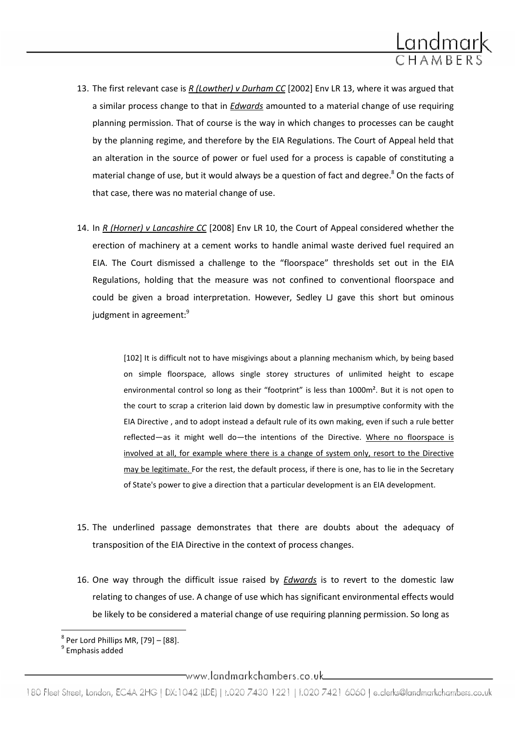13. The first relevant case is ***R (Lowther) v Durham CC*** [2002] Env LR 13, where it was argued that a similar process change to that in ***Edwards*** amounted to a material change of use requiring planning permission. That of course is the way in which changes to processes can be caught by the planning regime, and therefore by the EIA Regulations. The Court of Appeal held that an alteration in the source of power or fuel used for a process is capable of constituting a material change of use, but it would always be a question of fact and degree.[8] On the facts of that case, there was no material change of use.

14. In ***R (Horner) v Lancashire CC*** [2008] Env LR 10, the Court of Appeal considered whether the erection of machinery at a cement works to handle animal waste derived fuel required an EIA. The Court dismissed a challenge to the "floorspace" thresholds set out in the EIA Regulations, holding that the measure was not confined to conventional floorspace and could be given a broad interpretation. However, Sedley LJ gave this short but ominous judgment in agreement:[9]

> [102] It is difficult not to have misgivings about a planning mechanism which, by being based on simple floorspace, allows single storey structures of unlimited height to escape environmental control so long as their "footprint" is less than 1000m². But it is not open to the court to scrap a criterion laid down by domestic law in presumptive conformity with the EIA Directive , and to adopt instead a default rule of its own making, even if such a rule better reflected—as it might well do—the intentions of the Directive. <u>Where no floorspace is involved at all, for example where there is a change of system only, resort to the Directive may be legitimate.</u> For the rest, the default process, if there is one, has to lie in the Secretary of State's power to give a direction that a particular development is an EIA development.

15. The underlined passage demonstrates that there are doubts about the adequacy of transposition of the EIA Directive in the context of process changes.

16. One way through the difficult issue raised by ***Edwards*** is to revert to the domestic law relating to changes of use. A change of use which has significant environmental effects would be likely to be considered a material change of use requiring planning permission. So long as

---

[8] Per Lord Phillips MR, [79] – [88].

[9] Emphasis added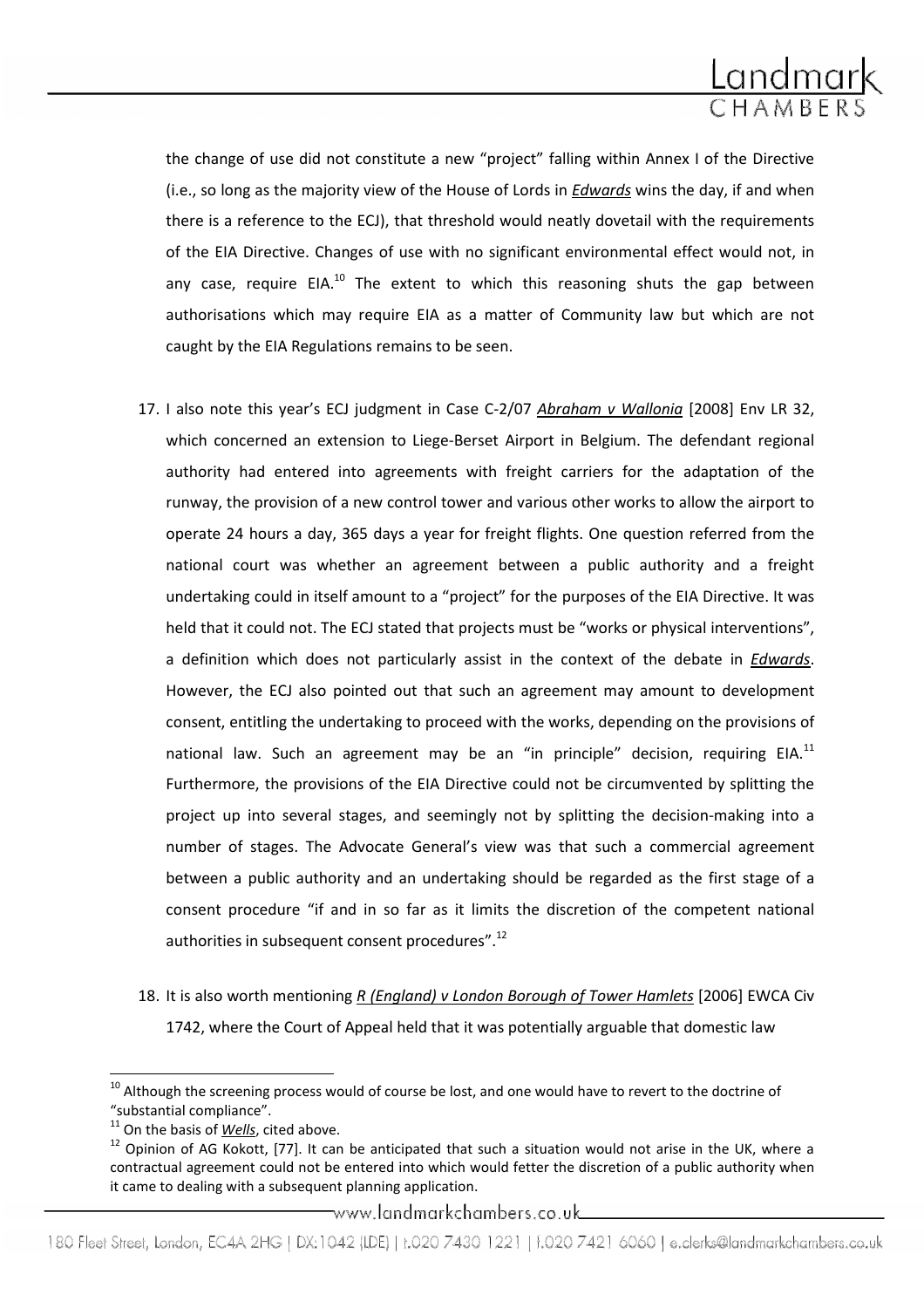the change of use did not constitute a new "project" falling within Annex I of the Directive (i.e., so long as the majority view of the House of Lords in ***Edwards*** wins the day, if and when there is a reference to the ECJ), that threshold would neatly dovetail with the requirements of the EIA Directive. Changes of use with no significant environmental effect would not, in any case, require EIA.[10] The extent to which this reasoning shuts the gap between authorisations which may require EIA as a matter of Community law but which are not caught by the EIA Regulations remains to be seen.

17. I also note this year's ECJ judgment in Case C-2/07 ***Abraham v Wallonia*** [2008] Env LR 32, which concerned an extension to Liege-Berset Airport in Belgium. The defendant regional authority had entered into agreements with freight carriers for the adaptation of the runway, the provision of a new control tower and various other works to allow the airport to operate 24 hours a day, 365 days a year for freight flights. One question referred from the national court was whether an agreement between a public authority and a freight undertaking could in itself amount to a "project" for the purposes of the EIA Directive. It was held that it could not. The ECJ stated that projects must be "works or physical interventions", a definition which does not particularly assist in the context of the debate in ***Edwards***. However, the ECJ also pointed out that such an agreement may amount to development consent, entitling the undertaking to proceed with the works, depending on the provisions of national law. Such an agreement may be an "in principle" decision, requiring EIA.[11] Furthermore, the provisions of the EIA Directive could not be circumvented by splitting the project up into several stages, and seemingly not by splitting the decision-making into a number of stages. The Advocate General's view was that such a commercial agreement between a public authority and an undertaking should be regarded as the first stage of a consent procedure "if and in so far as it limits the discretion of the competent national authorities in subsequent consent procedures".[12]

18. It is also worth mentioning ***R (England) v London Borough of Tower Hamlets*** [2006] EWCA Civ 1742, where the Court of Appeal held that it was potentially arguable that domestic law

---

[10] Although the screening process would of course be lost, and one would have to revert to the doctrine of "substantial compliance".

[11] On the basis of ***Wells***, cited above.

[12] Opinion of AG Kokott, [77]. It can be anticipated that such a situation would not arise in the UK, where a contractual agreement could not be entered into which would fetter the discretion of a public authority when it came to dealing with a subsequent planning application.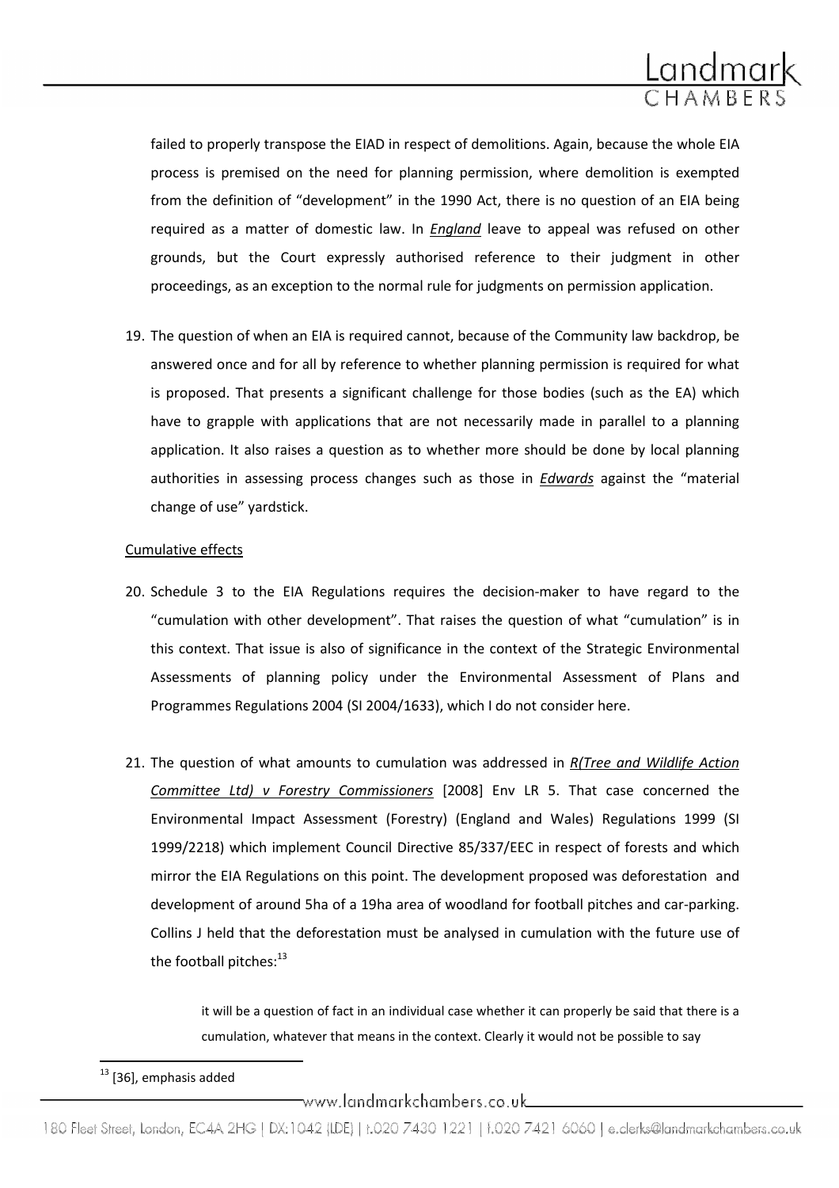failed to properly transpose the EIAD in respect of demolitions. Again, because the whole EIA process is premised on the need for planning permission, where demolition is exempted from the definition of "development" in the 1990 Act, there is no question of an EIA being required as a matter of domestic law. In ***England*** leave to appeal was refused on other grounds, but the Court expressly authorised reference to their judgment in other proceedings, as an exception to the normal rule for judgments on permission application.

19. The question of when an EIA is required cannot, because of the Community law backdrop, be answered once and for all by reference to whether planning permission is required for what is proposed. That presents a significant challenge for those bodies (such as the EA) which have to grapple with applications that are not necessarily made in parallel to a planning application. It also raises a question as to whether more should be done by local planning authorities in assessing process changes such as those in ***Edwards*** against the "material change of use" yardstick.

Cumulative effects

20. Schedule 3 to the EIA Regulations requires the decision-maker to have regard to the "cumulation with other development". That raises the question of what "cumulation" is in this context. That issue is also of significance in the context of the Strategic Environmental Assessments of planning policy under the Environmental Assessment of Plans and Programmes Regulations 2004 (SI 2004/1633), which I do not consider here.

21. The question of what amounts to cumulation was addressed in ***R(Tree and Wildlife Action Committee Ltd) v Forestry Commissioners*** [2008] Env LR 5. That case concerned the Environmental Impact Assessment (Forestry) (England and Wales) Regulations 1999 (SI 1999/2218) which implement Council Directive 85/337/EEC in respect of forests and which mirror the EIA Regulations on this point. The development proposed was deforestation and development of around 5ha of a 19ha area of woodland for football pitches and car-parking. Collins J held that the deforestation must be analysed in cumulation with the future use of the football pitches:[13]

> it will be a question of fact in an individual case whether it can properly be said that there is a cumulation, whatever that means in the context. Clearly it would not be possible to say

[13] [36], emphasis added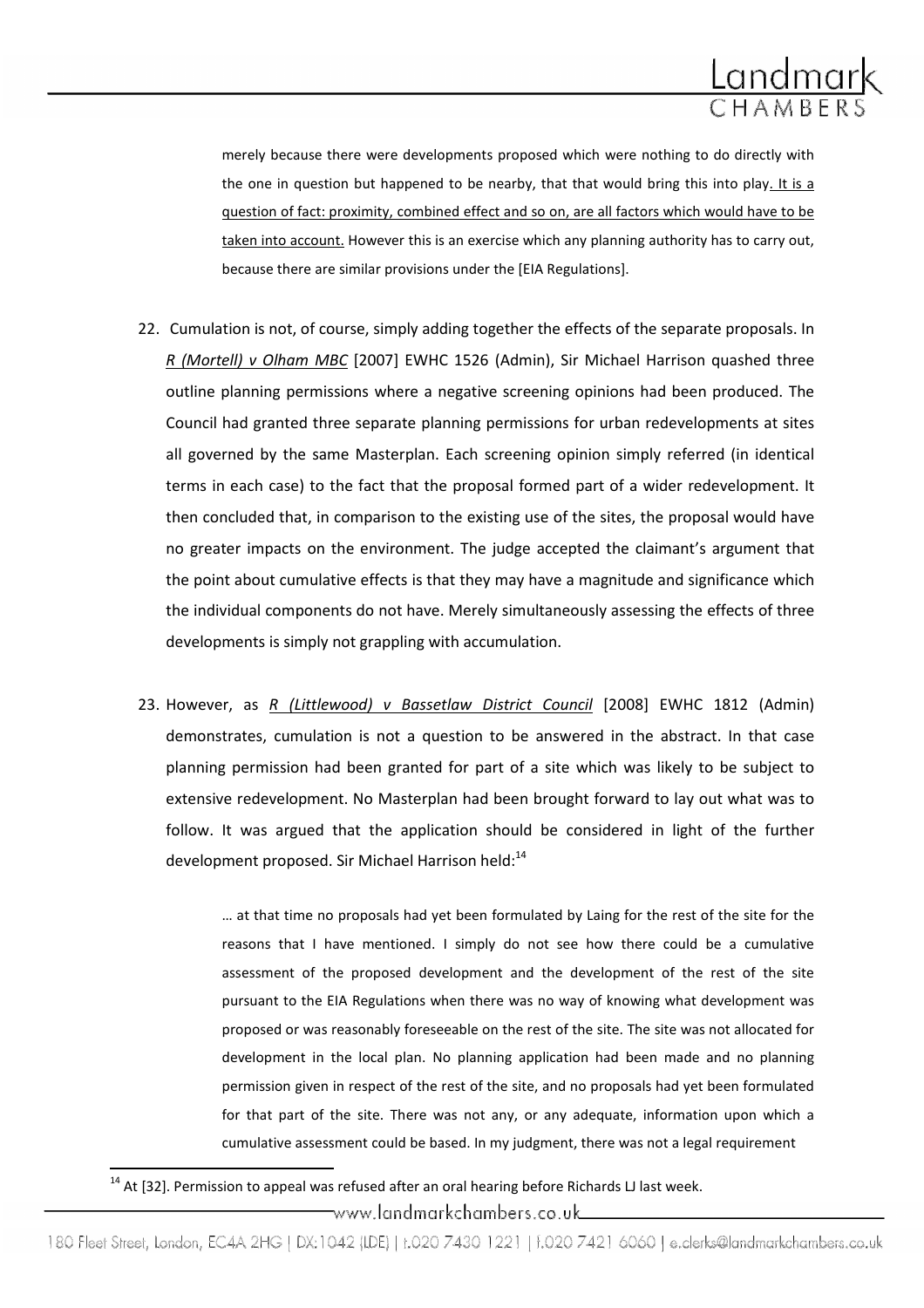> merely because there were developments proposed which were nothing to do directly with the one in question but happened to be nearby, that that would bring this into play. <u>It is a question of fact: proximity, combined effect and so on, are all factors which would have to be taken into account.</u> However this is an exercise which any planning authority has to carry out, because there are similar provisions under the [EIA Regulations].

22. Cumulation is not, of course, simply adding together the effects of the separate proposals. In *R (Mortell) v Olham MBC* [2007] EWHC 1526 (Admin), Sir Michael Harrison quashed three outline planning permissions where a negative screening opinions had been produced. The Council had granted three separate planning permissions for urban redevelopments at sites all governed by the same Masterplan. Each screening opinion simply referred (in identical terms in each case) to the fact that the proposal formed part of a wider redevelopment. It then concluded that, in comparison to the existing use of the sites, the proposal would have no greater impacts on the environment. The judge accepted the claimant's argument that the point about cumulative effects is that they may have a magnitude and significance which the individual components do not have. Merely simultaneously assessing the effects of three developments is simply not grappling with accumulation.

23. However, as *R (Littlewood) v Bassetlaw District Council* [2008] EWHC 1812 (Admin) demonstrates, cumulation is not a question to be answered in the abstract. In that case planning permission had been granted for part of a site which was likely to be subject to extensive redevelopment. No Masterplan had been brought forward to lay out what was to follow. It was argued that the application should be considered in light of the further development proposed. Sir Michael Harrison held:[14]

> … at that time no proposals had yet been formulated by Laing for the rest of the site for the reasons that I have mentioned. I simply do not see how there could be a cumulative assessment of the proposed development and the development of the rest of the site pursuant to the EIA Regulations when there was no way of knowing what development was proposed or was reasonably foreseeable on the rest of the site. The site was not allocated for development in the local plan. No planning application had been made and no planning permission given in respect of the rest of the site, and no proposals had yet been formulated for that part of the site. There was not any, or any adequate, information upon which a cumulative assessment could be based. In my judgment, there was not a legal requirement

---

[14] At [32]. Permission to appeal was refused after an oral hearing before Richards LJ last week.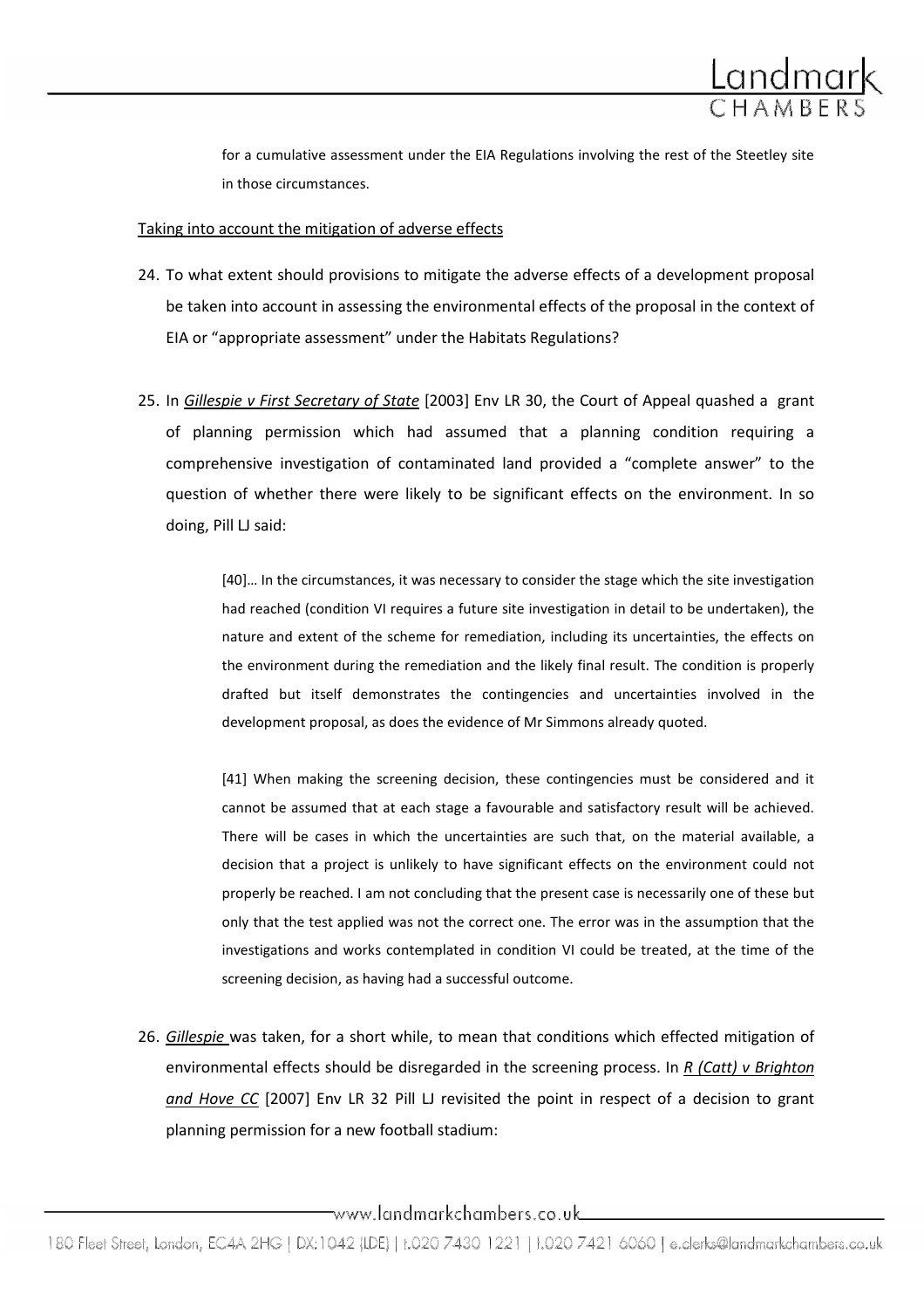for a cumulative assessment under the EIA Regulations involving the rest of the Steetley site in those circumstances.

Taking into account the mitigation of adverse effects

24. To what extent should provisions to mitigate the adverse effects of a development proposal be taken into account in assessing the environmental effects of the proposal in the context of EIA or "appropriate assessment" under the Habitats Regulations?

25. In *Gillespie v First Secretary of State* [2003] Env LR 30, the Court of Appeal quashed a grant of planning permission which had assumed that a planning condition requiring a comprehensive investigation of contaminated land provided a "complete answer" to the question of whether there were likely to be significant effects on the environment. In so doing, Pill LJ said:

> [40]… In the circumstances, it was necessary to consider the stage which the site investigation had reached (condition VI requires a future site investigation in detail to be undertaken), the nature and extent of the scheme for remediation, including its uncertainties, the effects on the environment during the remediation and the likely final result. The condition is properly drafted but itself demonstrates the contingencies and uncertainties involved in the development proposal, as does the evidence of Mr Simmons already quoted.
>
> [41] When making the screening decision, these contingencies must be considered and it cannot be assumed that at each stage a favourable and satisfactory result will be achieved. There will be cases in which the uncertainties are such that, on the material available, a decision that a project is unlikely to have significant effects on the environment could not properly be reached. I am not concluding that the present case is necessarily one of these but only that the test applied was not the correct one. The error was in the assumption that the investigations and works contemplated in condition VI could be treated, at the time of the screening decision, as having had a successful outcome.

26. *Gillespie* was taken, for a short while, to mean that conditions which effected mitigation of environmental effects should be disregarded in the screening process. In *R (Catt) v Brighton and Hove CC* [2007] Env LR 32 Pill LJ revisited the point in respect of a decision to grant planning permission for a new football stadium: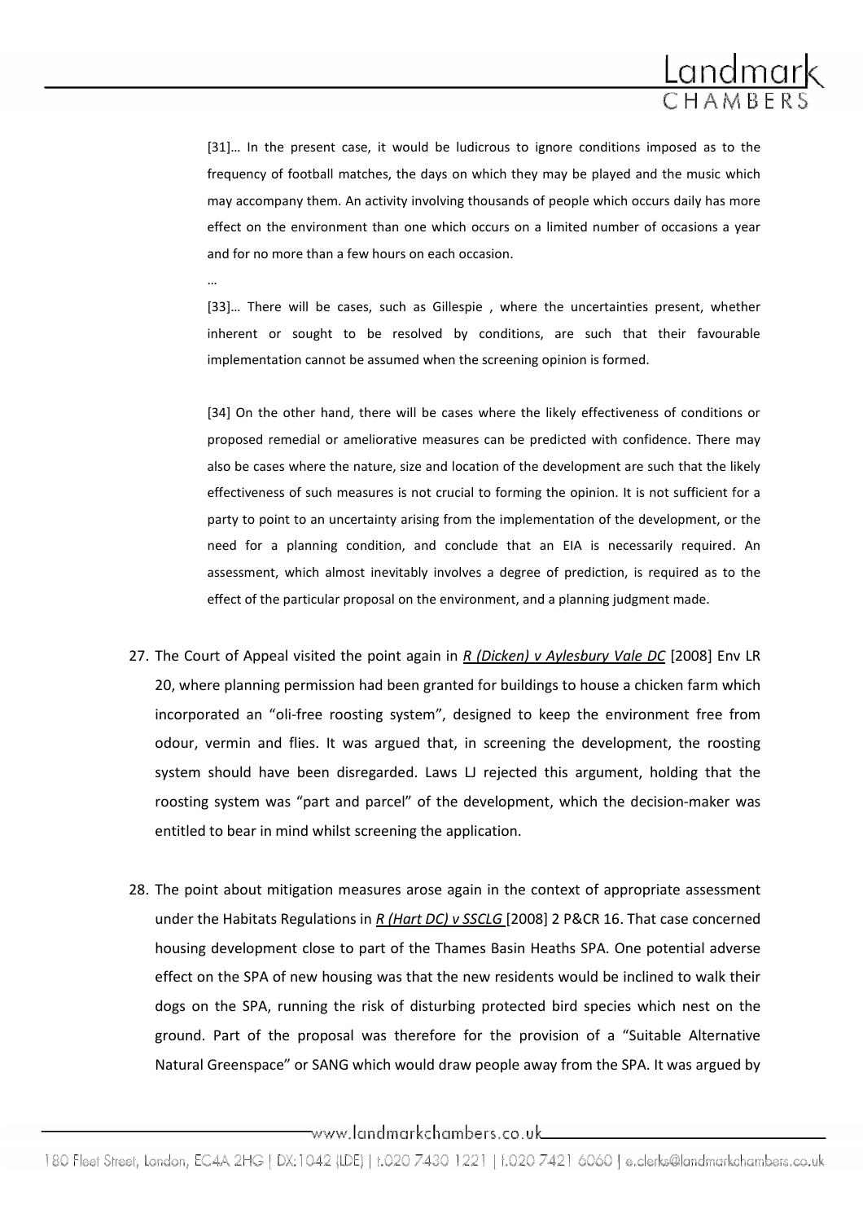> [31]… In the present case, it would be ludicrous to ignore conditions imposed as to the frequency of football matches, the days on which they may be played and the music which may accompany them. An activity involving thousands of people which occurs daily has more effect on the environment than one which occurs on a limited number of occasions a year and for no more than a few hours on each occasion.
>
> …
>
> [33]… There will be cases, such as Gillespie , where the uncertainties present, whether inherent or sought to be resolved by conditions, are such that their favourable implementation cannot be assumed when the screening opinion is formed.
>
> [34] On the other hand, there will be cases where the likely effectiveness of conditions or proposed remedial or ameliorative measures can be predicted with confidence. There may also be cases where the nature, size and location of the development are such that the likely effectiveness of such measures is not crucial to forming the opinion. It is not sufficient for a party to point to an uncertainty arising from the implementation of the development, or the need for a planning condition, and conclude that an EIA is necessarily required. An assessment, which almost inevitably involves a degree of prediction, is required as to the effect of the particular proposal on the environment, and a planning judgment made.

27. The Court of Appeal visited the point again in *R (Dicken) v Aylesbury Vale DC* [2008] Env LR 20, where planning permission had been granted for buildings to house a chicken farm which incorporated an "oli-free roosting system", designed to keep the environment free from odour, vermin and flies. It was argued that, in screening the development, the roosting system should have been disregarded. Laws LJ rejected this argument, holding that the roosting system was "part and parcel" of the development, which the decision-maker was entitled to bear in mind whilst screening the application.

28. The point about mitigation measures arose again in the context of appropriate assessment under the Habitats Regulations in *R (Hart DC) v SSCLG* [2008] 2 P&CR 16. That case concerned housing development close to part of the Thames Basin Heaths SPA. One potential adverse effect on the SPA of new housing was that the new residents would be inclined to walk their dogs on the SPA, running the risk of disturbing protected bird species which nest on the ground. Part of the proposal was therefore for the provision of a "Suitable Alternative Natural Greenspace" or SANG which would draw people away from the SPA. It was argued by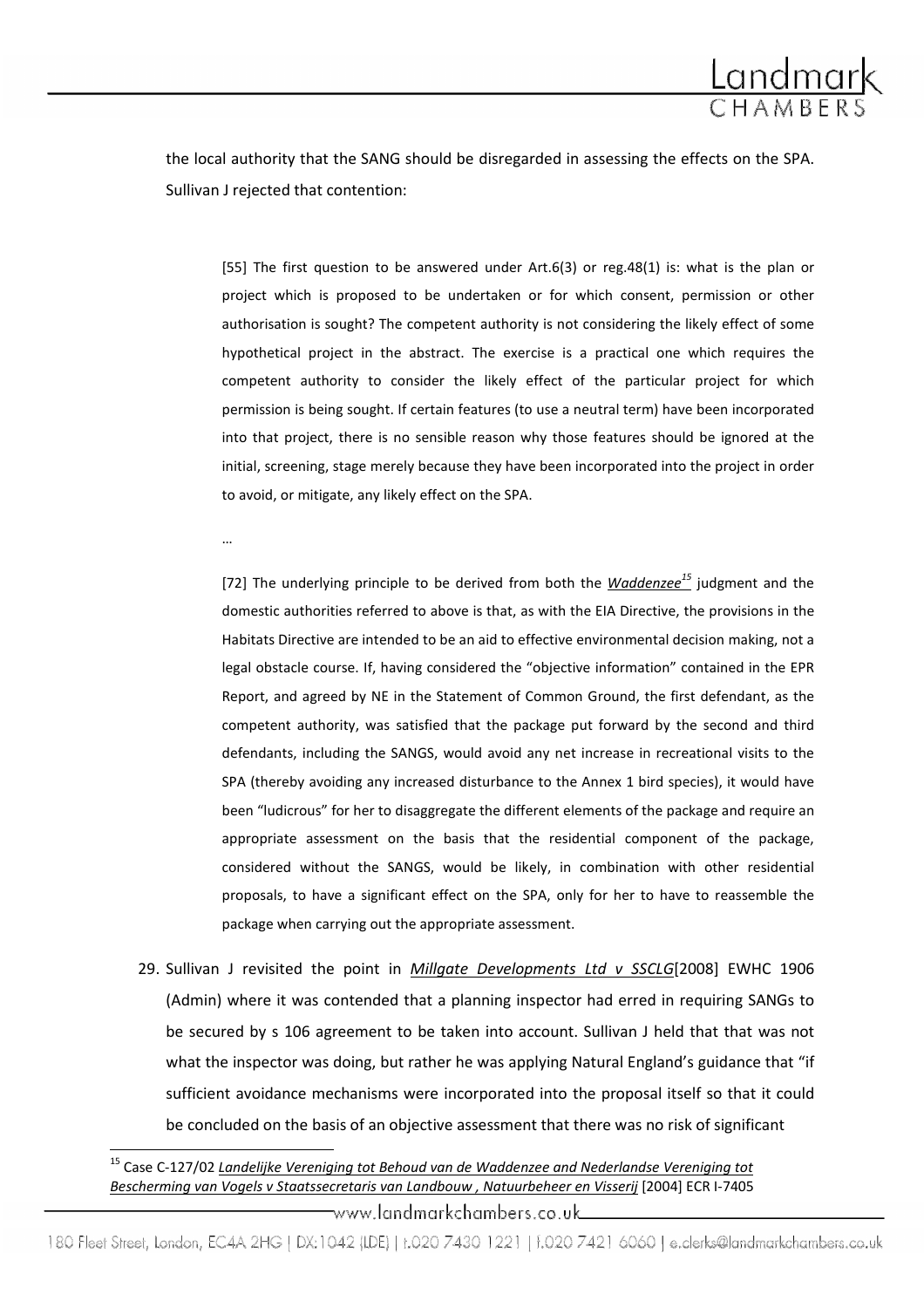the local authority that the SANG should be disregarded in assessing the effects on the SPA. Sullivan J rejected that contention:

> [55] The first question to be answered under Art.6(3) or reg.48(1) is: what is the plan or project which is proposed to be undertaken or for which consent, permission or other authorisation is sought? The competent authority is not considering the likely effect of some hypothetical project in the abstract. The exercise is a practical one which requires the competent authority to consider the likely effect of the particular project for which permission is being sought. If certain features (to use a neutral term) have been incorporated into that project, there is no sensible reason why those features should be ignored at the initial, screening, stage merely because they have been incorporated into the project in order to avoid, or mitigate, any likely effect on the SPA.
>
> …
>
> [72] The underlying principle to be derived from both the ***Waddenzee***[15] judgment and the domestic authorities referred to above is that, as with the EIA Directive, the provisions in the Habitats Directive are intended to be an aid to effective environmental decision making, not a legal obstacle course. If, having considered the "objective information" contained in the EPR Report, and agreed by NE in the Statement of Common Ground, the first defendant, as the competent authority, was satisfied that the package put forward by the second and third defendants, including the SANGS, would avoid any net increase in recreational visits to the SPA (thereby avoiding any increased disturbance to the Annex 1 bird species), it would have been "ludicrous" for her to disaggregate the different elements of the package and require an appropriate assessment on the basis that the residential component of the package, considered without the SANGS, would be likely, in combination with other residential proposals, to have a significant effect on the SPA, only for her to have to reassemble the package when carrying out the appropriate assessment.

29. Sullivan J revisited the point in *Millgate Developments Ltd v SSCLG*[2008] EWHC 1906 (Admin) where it was contended that a planning inspector had erred in requiring SANGs to be secured by s 106 agreement to be taken into account. Sullivan J held that that was not what the inspector was doing, but rather he was applying Natural England's guidance that "if sufficient avoidance mechanisms were incorporated into the proposal itself so that it could be concluded on the basis of an objective assessment that there was no risk of significant

---

[15] Case C-127/02 *Landelijke Vereniging tot Behoud van de Waddenzee and Nederlandse Vereniging tot Bescherming van Vogels v Staatssecretaris van Landbouw , Natuurbeheer en Visserij* [2004] ECR I-7405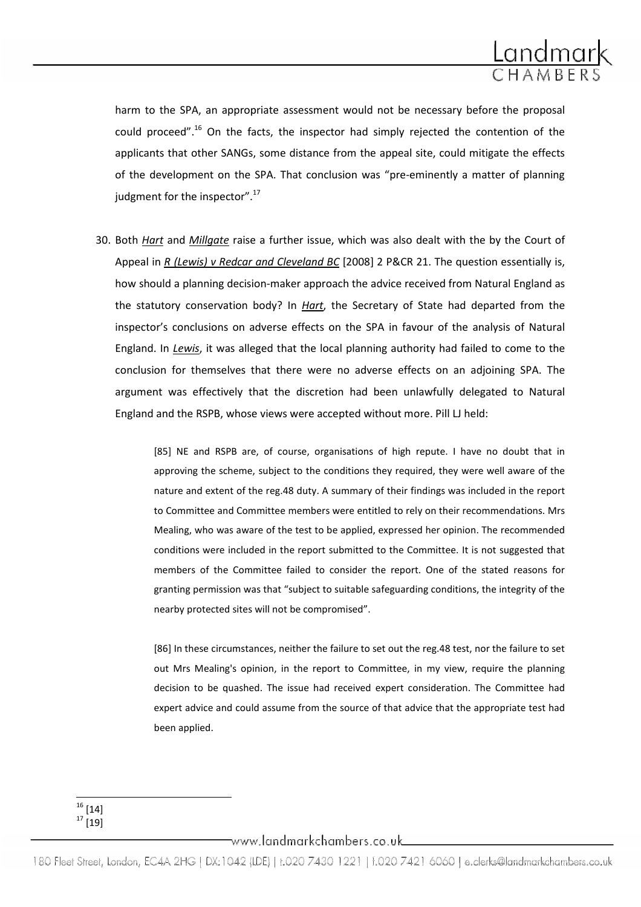harm to the SPA, an appropriate assessment would not be necessary before the proposal could proceed".[16] On the facts, the inspector had simply rejected the contention of the applicants that other SANGs, some distance from the appeal site, could mitigate the effects of the development on the SPA. That conclusion was "pre-eminently a matter of planning judgment for the inspector".[17]

30. Both ***Hart*** and ***Millgate*** raise a further issue, which was also dealt with the by the Court of Appeal in ***R (Lewis) v Redcar and Cleveland BC*** [2008] 2 P&CR 21. The question essentially is, how should a planning decision-maker approach the advice received from Natural England as the statutory conservation body? In ***Hart***, the Secretary of State had departed from the inspector's conclusions on adverse effects on the SPA in favour of the analysis of Natural England. In ***Lewis***, it was alleged that the local planning authority had failed to come to the conclusion for themselves that there were no adverse effects on an adjoining SPA. The argument was effectively that the discretion had been unlawfully delegated to Natural England and the RSPB, whose views were accepted without more. Pill LJ held:

> [85] NE and RSPB are, of course, organisations of high repute. I have no doubt that in approving the scheme, subject to the conditions they required, they were well aware of the nature and extent of the reg.48 duty. A summary of their findings was included in the report to Committee and Committee members were entitled to rely on their recommendations. Mrs Mealing, who was aware of the test to be applied, expressed her opinion. The recommended conditions were included in the report submitted to the Committee. It is not suggested that members of the Committee failed to consider the report. One of the stated reasons for granting permission was that "subject to suitable safeguarding conditions, the integrity of the nearby protected sites will not be compromised".
>
> [86] In these circumstances, neither the failure to set out the reg.48 test, nor the failure to set out Mrs Mealing's opinion, in the report to Committee, in my view, require the planning decision to be quashed. The issue had received expert consideration. The Committee had expert advice and could assume from the source of that advice that the appropriate test had been applied.

---

[16] [14]
[17] [19]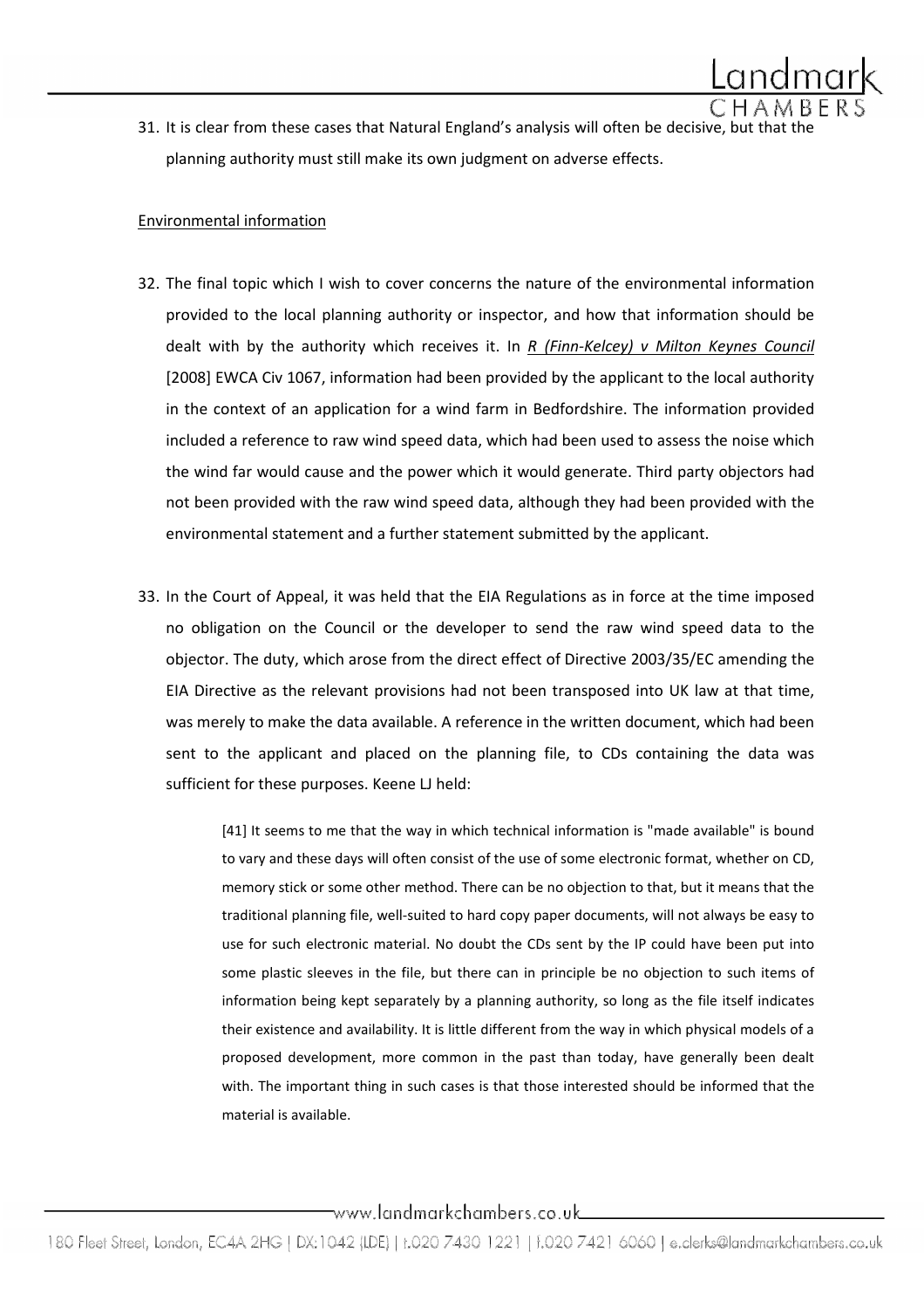31. It is clear from these cases that Natural England's analysis will often be decisive, but that the planning authority must still make its own judgment on adverse effects.

Environmental information

32. The final topic which I wish to cover concerns the nature of the environmental information provided to the local planning authority or inspector, and how that information should be dealt with by the authority which receives it. In *R (Finn-Kelcey) v Milton Keynes Council* [2008] EWCA Civ 1067, information had been provided by the applicant to the local authority in the context of an application for a wind farm in Bedfordshire. The information provided included a reference to raw wind speed data, which had been used to assess the noise which the wind far would cause and the power which it would generate. Third party objectors had not been provided with the raw wind speed data, although they had been provided with the environmental statement and a further statement submitted by the applicant.

33. In the Court of Appeal, it was held that the EIA Regulations as in force at the time imposed no obligation on the Council or the developer to send the raw wind speed data to the objector. The duty, which arose from the direct effect of Directive 2003/35/EC amending the EIA Directive as the relevant provisions had not been transposed into UK law at that time, was merely to make the data available. A reference in the written document, which had been sent to the applicant and placed on the planning file, to CDs containing the data was sufficient for these purposes. Keene LJ held:

> [41] It seems to me that the way in which technical information is "made available" is bound to vary and these days will often consist of the use of some electronic format, whether on CD, memory stick or some other method. There can be no objection to that, but it means that the traditional planning file, well-suited to hard copy paper documents, will not always be easy to use for such electronic material. No doubt the CDs sent by the IP could have been put into some plastic sleeves in the file, but there can in principle be no objection to such items of information being kept separately by a planning authority, so long as the file itself indicates their existence and availability. It is little different from the way in which physical models of a proposed development, more common in the past than today, have generally been dealt with. The important thing in such cases is that those interested should be informed that the material is available.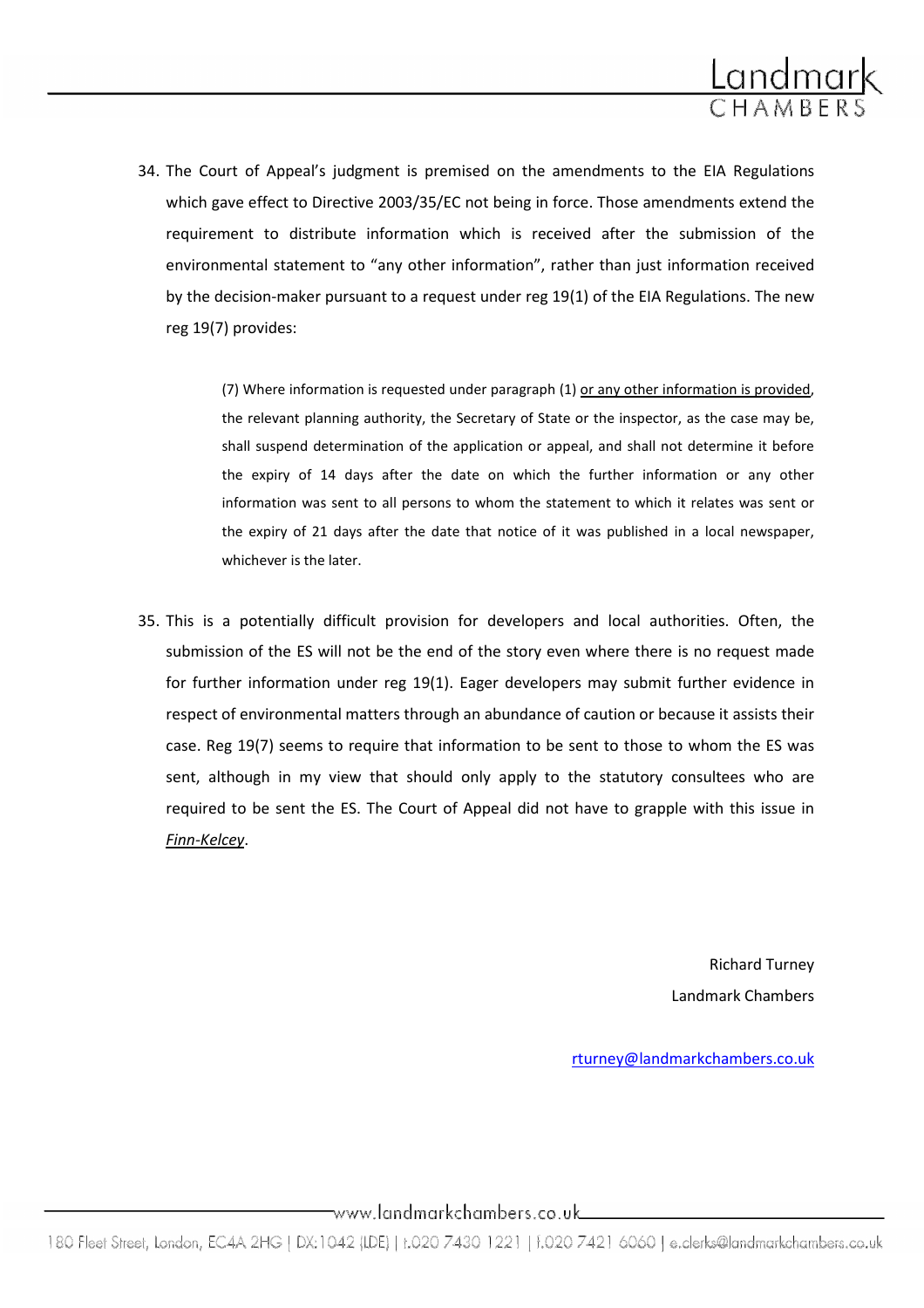34. The Court of Appeal's judgment is premised on the amendments to the EIA Regulations which gave effect to Directive 2003/35/EC not being in force. Those amendments extend the requirement to distribute information which is received after the submission of the environmental statement to "any other information", rather than just information received by the decision-maker pursuant to a request under reg 19(1) of the EIA Regulations. The new reg 19(7) provides:

> (7) Where information is requested under paragraph (1) <u>or any other information is provided</u>, the relevant planning authority, the Secretary of State or the inspector, as the case may be, shall suspend determination of the application or appeal, and shall not determine it before the expiry of 14 days after the date on which the further information or any other information was sent to all persons to whom the statement to which it relates was sent or the expiry of 21 days after the date that notice of it was published in a local newspaper, whichever is the later.

35. This is a potentially difficult provision for developers and local authorities. Often, the submission of the ES will not be the end of the story even where there is no request made for further information under reg 19(1). Eager developers may submit further evidence in respect of environmental matters through an abundance of caution or because it assists their case. Reg 19(7) seems to require that information to be sent to those to whom the ES was sent, although in my view that should only apply to the statutory consultees who are required to be sent the ES. The Court of Appeal did not have to grapple with this issue in *<u>Finn-Kelcey</u>*.

Richard Turney

Landmark Chambers

rturney@landmarkchambers.co.uk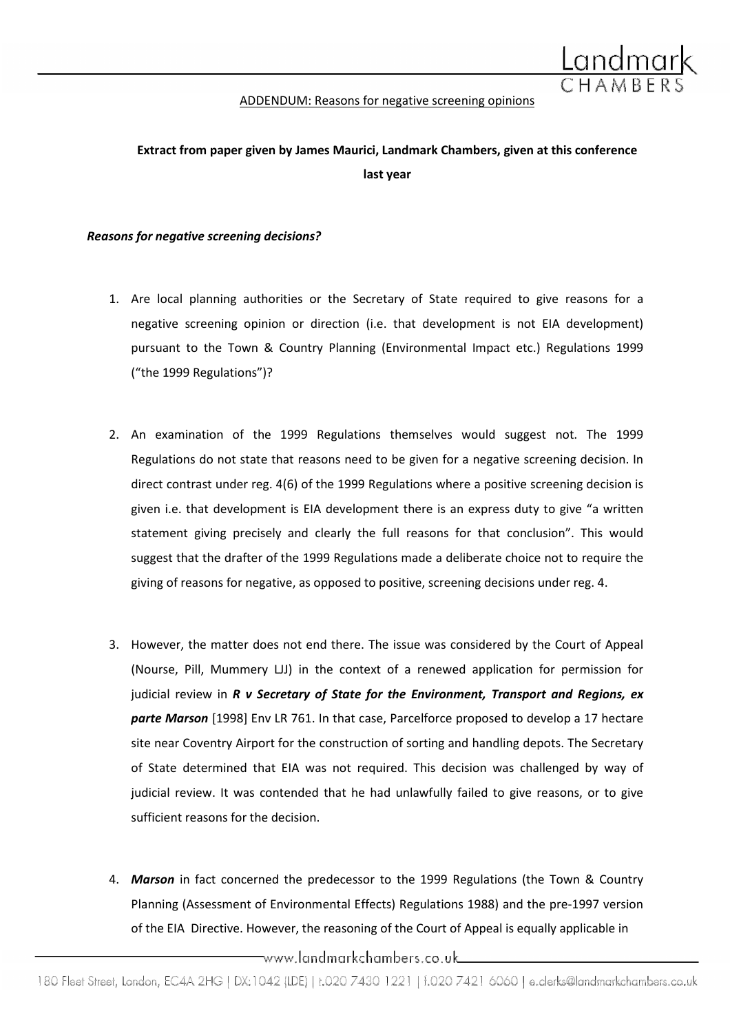ADDENDUM: Reasons for negative screening opinions

**Extract from paper given by James Maurici, Landmark Chambers, given at this conference last year**

***Reasons for negative screening decisions?***

1. Are local planning authorities or the Secretary of State required to give reasons for a negative screening opinion or direction (i.e. that development is not EIA development) pursuant to the Town & Country Planning (Environmental Impact etc.) Regulations 1999 ("the 1999 Regulations")?

2. An examination of the 1999 Regulations themselves would suggest not. The 1999 Regulations do not state that reasons need to be given for a negative screening decision. In direct contrast under reg. 4(6) of the 1999 Regulations where a positive screening decision is given i.e. that development is EIA development there is an express duty to give "a written statement giving precisely and clearly the full reasons for that conclusion". This would suggest that the drafter of the 1999 Regulations made a deliberate choice not to require the giving of reasons for negative, as opposed to positive, screening decisions under reg. 4.

3. However, the matter does not end there. The issue was considered by the Court of Appeal (Nourse, Pill, Mummery LJJ) in the context of a renewed application for permission for judicial review in ***R v Secretary of State for the Environment, Transport and Regions, ex parte Marson*** [1998] Env LR 761. In that case, Parcelforce proposed to develop a 17 hectare site near Coventry Airport for the construction of sorting and handling depots. The Secretary of State determined that EIA was not required. This decision was challenged by way of judicial review. It was contended that he had unlawfully failed to give reasons, or to give sufficient reasons for the decision.

4. ***Marson*** in fact concerned the predecessor to the 1999 Regulations (the Town & Country Planning (Assessment of Environmental Effects) Regulations 1988) and the pre-1997 version of the EIA Directive. However, the reasoning of the Court of Appeal is equally applicable in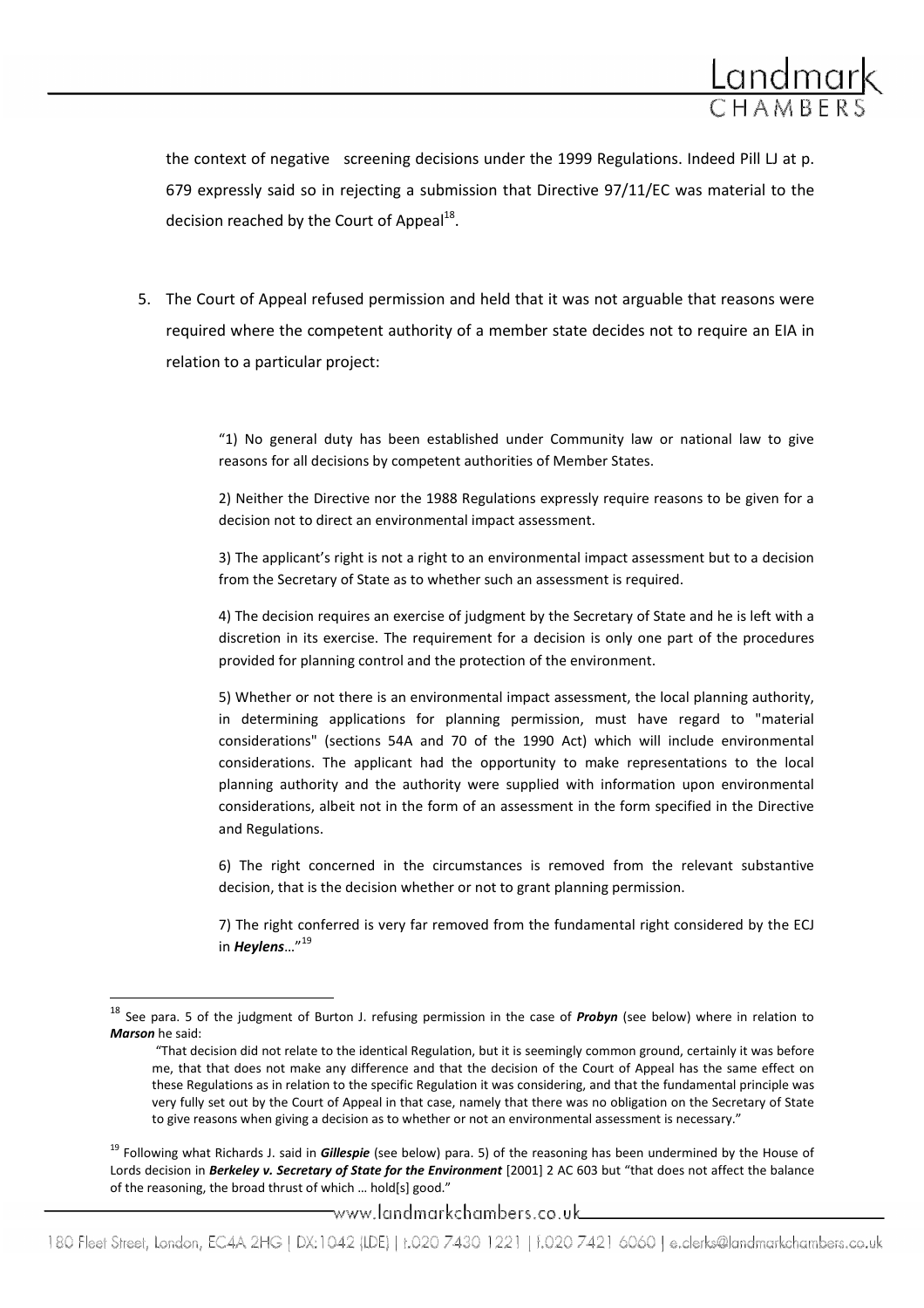the context of negative screening decisions under the 1999 Regulations. Indeed Pill LJ at p. 679 expressly said so in rejecting a submission that Directive 97/11/EC was material to the decision reached by the Court of Appeal[18].

5. The Court of Appeal refused permission and held that it was not arguable that reasons were required where the competent authority of a member state decides not to require an EIA in relation to a particular project:

> "1) No general duty has been established under Community law or national law to give reasons for all decisions by competent authorities of Member States.
>
> 2) Neither the Directive nor the 1988 Regulations expressly require reasons to be given for a decision not to direct an environmental impact assessment.
>
> 3) The applicant's right is not a right to an environmental impact assessment but to a decision from the Secretary of State as to whether such an assessment is required.
>
> 4) The decision requires an exercise of judgment by the Secretary of State and he is left with a discretion in its exercise. The requirement for a decision is only one part of the procedures provided for planning control and the protection of the environment.
>
> 5) Whether or not there is an environmental impact assessment, the local planning authority, in determining applications for planning permission, must have regard to "material considerations" (sections 54A and 70 of the 1990 Act) which will include environmental considerations. The applicant had the opportunity to make representations to the local planning authority and the authority were supplied with information upon environmental considerations, albeit not in the form of an assessment in the form specified in the Directive and Regulations.
>
> 6) The right concerned in the circumstances is removed from the relevant substantive decision, that is the decision whether or not to grant planning permission.
>
> 7) The right conferred is very far removed from the fundamental right considered by the ECJ in ***Heylens***…"[19]

---

[18] See para. 5 of the judgment of Burton J. refusing permission in the case of ***Probyn*** (see below) where in relation to ***Marson*** he said:

> "That decision did not relate to the identical Regulation, but it is seemingly common ground, certainly it was before me, that that does not make any difference and that the decision of the Court of Appeal has the same effect on these Regulations as in relation to the specific Regulation it was considering, and that the fundamental principle was very fully set out by the Court of Appeal in that case, namely that there was no obligation on the Secretary of State to give reasons when giving a decision as to whether or not an environmental assessment is necessary."

[19] Following what Richards J. said in ***Gillespie*** (see below) para. 5) of the reasoning has been undermined by the House of Lords decision in ***Berkeley v. Secretary of State for the Environment*** [2001] 2 AC 603 but "that does not affect the balance of the reasoning, the broad thrust of which … hold[s] good."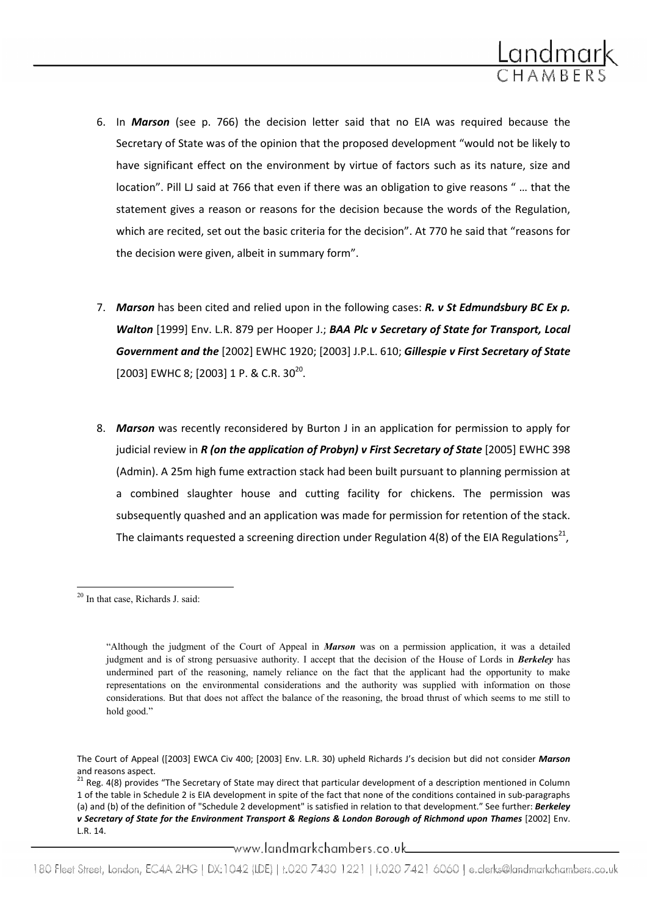6. In ***Marson*** (see p. 766) the decision letter said that no EIA was required because the Secretary of State was of the opinion that the proposed development "would not be likely to have significant effect on the environment by virtue of factors such as its nature, size and location". Pill LJ said at 766 that even if there was an obligation to give reasons " … that the statement gives a reason or reasons for the decision because the words of the Regulation, which are recited, set out the basic criteria for the decision". At 770 he said that "reasons for the decision were given, albeit in summary form".

7. ***Marson*** has been cited and relied upon in the following cases: ***R. v St Edmundsbury BC Ex p. Walton*** [1999] Env. L.R. 879 per Hooper J.; ***BAA Plc v Secretary of State for Transport, Local Government and the*** [2002] EWHC 1920; [2003] J.P.L. 610; ***Gillespie v First Secretary of State*** [2003] EWHC 8; [2003] 1 P. & C.R. 30[20].

8. ***Marson*** was recently reconsidered by Burton J in an application for permission to apply for judicial review in ***R (on the application of Probyn) v First Secretary of State*** [2005] EWHC 398 (Admin). A 25m high fume extraction stack had been built pursuant to planning permission at a combined slaughter house and cutting facility for chickens. The permission was subsequently quashed and an application was made for permission for retention of the stack. The claimants requested a screening direction under Regulation 4(8) of the EIA Regulations[21],

---

[20] In that case, Richards J. said:

> "Although the judgment of the Court of Appeal in ***Marson*** was on a permission application, it was a detailed judgment and is of strong persuasive authority. I accept that the decision of the House of Lords in ***Berkeley*** has undermined part of the reasoning, namely reliance on the fact that the applicant had the opportunity to make representations on the environmental considerations and the authority was supplied with information on those considerations. But that does not affect the balance of the reasoning, the broad thrust of which seems to me still to hold good."

The Court of Appeal ([2003] EWCA Civ 400; [2003] Env. L.R. 30) upheld Richards J's decision but did not consider ***Marson*** and reasons aspect.

[21] Reg. 4(8) provides "The Secretary of State may direct that particular development of a description mentioned in Column 1 of the table in Schedule 2 is EIA development in spite of the fact that none of the conditions contained in sub-paragraphs (a) and (b) of the definition of "Schedule 2 development" is satisfied in relation to that development." See further: ***Berkeley v Secretary of State for the Environment Transport & Regions & London Borough of Richmond upon Thames*** [2002] Env. L.R. 14.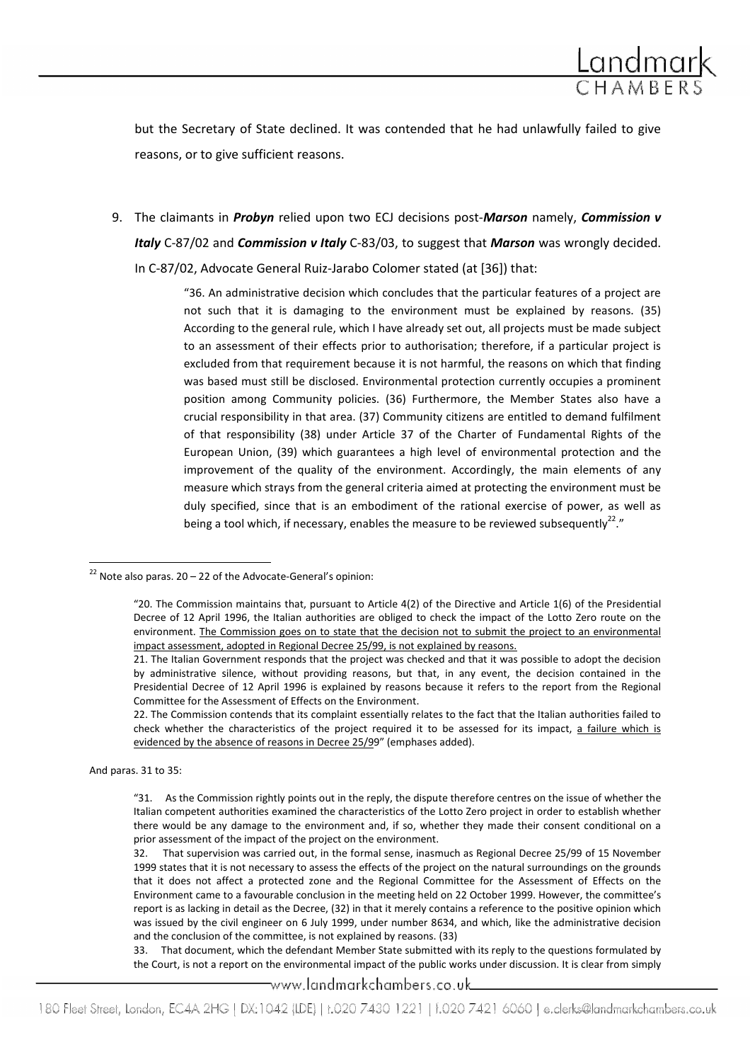but the Secretary of State declined. It was contended that he had unlawfully failed to give reasons, or to give sufficient reasons.

9. The claimants in ***Probyn*** relied upon two ECJ decisions post-***Marson*** namely, ***Commission v Italy*** C-87/02 and ***Commission v Italy*** C-83/03, to suggest that ***Marson*** was wrongly decided. In C-87/02, Advocate General Ruiz-Jarabo Colomer stated (at [36]) that:

> "36. An administrative decision which concludes that the particular features of a project are not such that it is damaging to the environment must be explained by reasons. (35) According to the general rule, which I have already set out, all projects must be made subject to an assessment of their effects prior to authorisation; therefore, if a particular project is excluded from that requirement because it is not harmful, the reasons on which that finding was based must still be disclosed. Environmental protection currently occupies a prominent position among Community policies. (36) Furthermore, the Member States also have a crucial responsibility in that area. (37) Community citizens are entitled to demand fulfilment of that responsibility (38) under Article 37 of the Charter of Fundamental Rights of the European Union, (39) which guarantees a high level of environmental protection and the improvement of the quality of the environment. Accordingly, the main elements of any measure which strays from the general criteria aimed at protecting the environment must be duly specified, since that is an embodiment of the rational exercise of power, as well as being a tool which, if necessary, enables the measure to be reviewed subsequently[22]."

---

[22] Note also paras. 20 – 22 of the Advocate-General's opinion:

> "20. The Commission maintains that, pursuant to Article 4(2) of the Directive and Article 1(6) of the Presidential Decree of 12 April 1996, the Italian authorities are obliged to check the impact of the Lotto Zero route on the environment. <u>The Commission goes on to state that the decision not to submit the project to an environmental impact assessment, adopted in Regional Decree 25/99, is not explained by reasons.</u>
>
> 21. The Italian Government responds that the project was checked and that it was possible to adopt the decision by administrative silence, without providing reasons, but that, in any event, the decision contained in the Presidential Decree of 12 April 1996 is explained by reasons because it refers to the report from the Regional Committee for the Assessment of Effects on the Environment.
>
> 22. The Commission contends that its complaint essentially relates to the fact that the Italian authorities failed to check whether the characteristics of the project required it to be assessed for its impact, <u>a failure which is evidenced by the absence of reasons in Decree 25/99</u>" (emphases added).

And paras. 31 to 35:

> "31. As the Commission rightly points out in the reply, the dispute therefore centres on the issue of whether the Italian competent authorities examined the characteristics of the Lotto Zero project in order to establish whether there would be any damage to the environment and, if so, whether they made their consent conditional on a prior assessment of the impact of the project on the environment.
>
> 32. That supervision was carried out, in the formal sense, inasmuch as Regional Decree 25/99 of 15 November 1999 states that it is not necessary to assess the effects of the project on the natural surroundings on the grounds that it does not affect a protected zone and the Regional Committee for the Assessment of Effects on the Environment came to a favourable conclusion in the meeting held on 22 October 1999. However, the committee's report is as lacking in detail as the Decree, (32) in that it merely contains a reference to the positive opinion which was issued by the civil engineer on 6 July 1999, under number 8634, and which, like the administrative decision and the conclusion of the committee, is not explained by reasons. (33)
>
> 33. That document, which the defendant Member State submitted with its reply to the questions formulated by the Court, is not a report on the environmental impact of the public works under discussion. It is clear from simply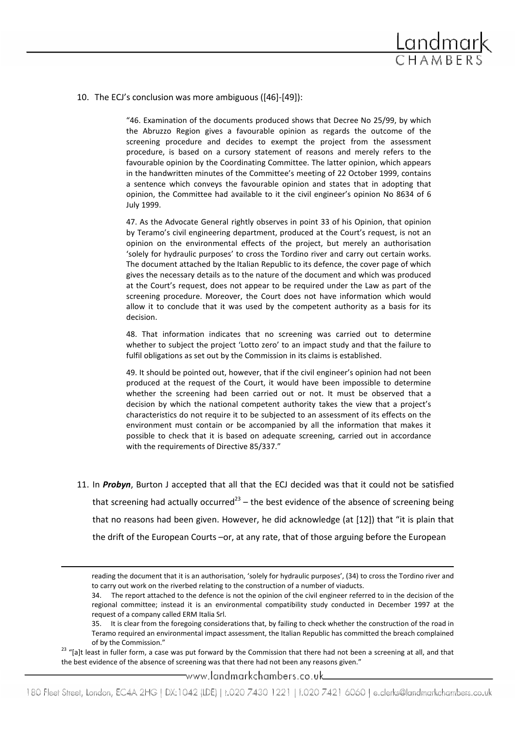10. The ECJ's conclusion was more ambiguous ([46]-[49]):

> "46. Examination of the documents produced shows that Decree No 25/99, by which the Abruzzo Region gives a favourable opinion as regards the outcome of the screening procedure and decides to exempt the project from the assessment procedure, is based on a cursory statement of reasons and merely refers to the favourable opinion by the Coordinating Committee. The latter opinion, which appears in the handwritten minutes of the Committee's meeting of 22 October 1999, contains a sentence which conveys the favourable opinion and states that in adopting that opinion, the Committee had available to it the civil engineer's opinion No 8634 of 6 July 1999.
>
> 47. As the Advocate General rightly observes in point 33 of his Opinion, that opinion by Teramo's civil engineering department, produced at the Court's request, is not an opinion on the environmental effects of the project, but merely an authorisation 'solely for hydraulic purposes' to cross the Tordino river and carry out certain works. The document attached by the Italian Republic to its defence, the cover page of which gives the necessary details as to the nature of the document and which was produced at the Court's request, does not appear to be required under the Law as part of the screening procedure. Moreover, the Court does not have information which would allow it to conclude that it was used by the competent authority as a basis for its decision.
>
> 48. That information indicates that no screening was carried out to determine whether to subject the project 'Lotto zero' to an impact study and that the failure to fulfil obligations as set out by the Commission in its claims is established.
>
> 49. It should be pointed out, however, that if the civil engineer's opinion had not been produced at the request of the Court, it would have been impossible to determine whether the screening had been carried out or not. It must be observed that a decision by which the national competent authority takes the view that a project's characteristics do not require it to be subjected to an assessment of its effects on the environment must contain or be accompanied by all the information that makes it possible to check that it is based on adequate screening, carried out in accordance with the requirements of Directive 85/337."

11. In ***Probyn***, Burton J accepted that all that the ECJ decided was that it could not be satisfied that screening had actually occurred[23] – the best evidence of the absence of screening being that no reasons had been given. However, he did acknowledge (at [12]) that "it is plain that the drift of the European Courts –or, at any rate, that of those arguing before the European

---

reading the document that it is an authorisation, 'solely for hydraulic purposes', (34) to cross the Tordino river and to carry out work on the riverbed relating to the construction of a number of viaducts.

34. The report attached to the defence is not the opinion of the civil engineer referred to in the decision of the regional committee; instead it is an environmental compatibility study conducted in December 1997 at the request of a company called ERM Italia Srl.

35. It is clear from the foregoing considerations that, by failing to check whether the construction of the road in Teramo required an environmental impact assessment, the Italian Republic has committed the breach complained of by the Commission."

[23] "[a]t least in fuller form, a case was put forward by the Commission that there had not been a screening at all, and that the best evidence of the absence of screening was that there had not been any reasons given."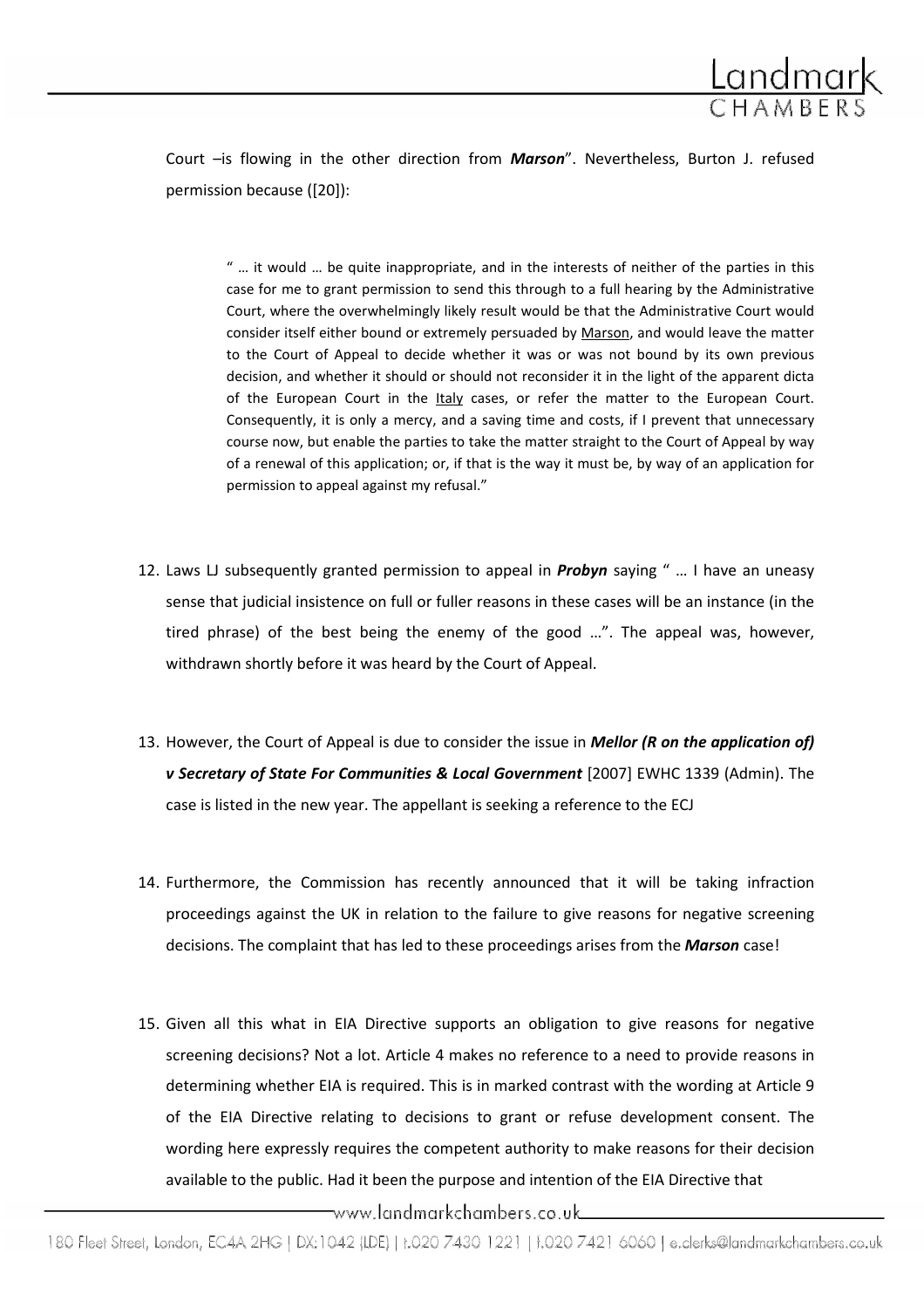Court –is flowing in the other direction from ***Marson***". Nevertheless, Burton J. refused permission because ([20]):

> " … it would … be quite inappropriate, and in the interests of neither of the parties in this case for me to grant permission to send this through to a full hearing by the Administrative Court, where the overwhelmingly likely result would be that the Administrative Court would consider itself either bound or extremely persuaded by Marson, and would leave the matter to the Court of Appeal to decide whether it was or was not bound by its own previous decision, and whether it should or should not reconsider it in the light of the apparent dicta of the European Court in the Italy cases, or refer the matter to the European Court. Consequently, it is only a mercy, and a saving time and costs, if I prevent that unnecessary course now, but enable the parties to take the matter straight to the Court of Appeal by way of a renewal of this application; or, if that is the way it must be, by way of an application for permission to appeal against my refusal."

12. Laws LJ subsequently granted permission to appeal in ***Probyn*** saying " … I have an uneasy sense that judicial insistence on full or fuller reasons in these cases will be an instance (in the tired phrase) of the best being the enemy of the good …". The appeal was, however, withdrawn shortly before it was heard by the Court of Appeal.

13. However, the Court of Appeal is due to consider the issue in ***Mellor (R on the application of) v Secretary of State For Communities & Local Government*** [2007] EWHC 1339 (Admin). The case is listed in the new year. The appellant is seeking a reference to the ECJ

14. Furthermore, the Commission has recently announced that it will be taking infraction proceedings against the UK in relation to the failure to give reasons for negative screening decisions. The complaint that has led to these proceedings arises from the ***Marson*** case!

15. Given all this what in EIA Directive supports an obligation to give reasons for negative screening decisions? Not a lot. Article 4 makes no reference to a need to provide reasons in determining whether EIA is required. This is in marked contrast with the wording at Article 9 of the EIA Directive relating to decisions to grant or refuse development consent. The wording here expressly requires the competent authority to make reasons for their decision available to the public. Had it been the purpose and intention of the EIA Directive that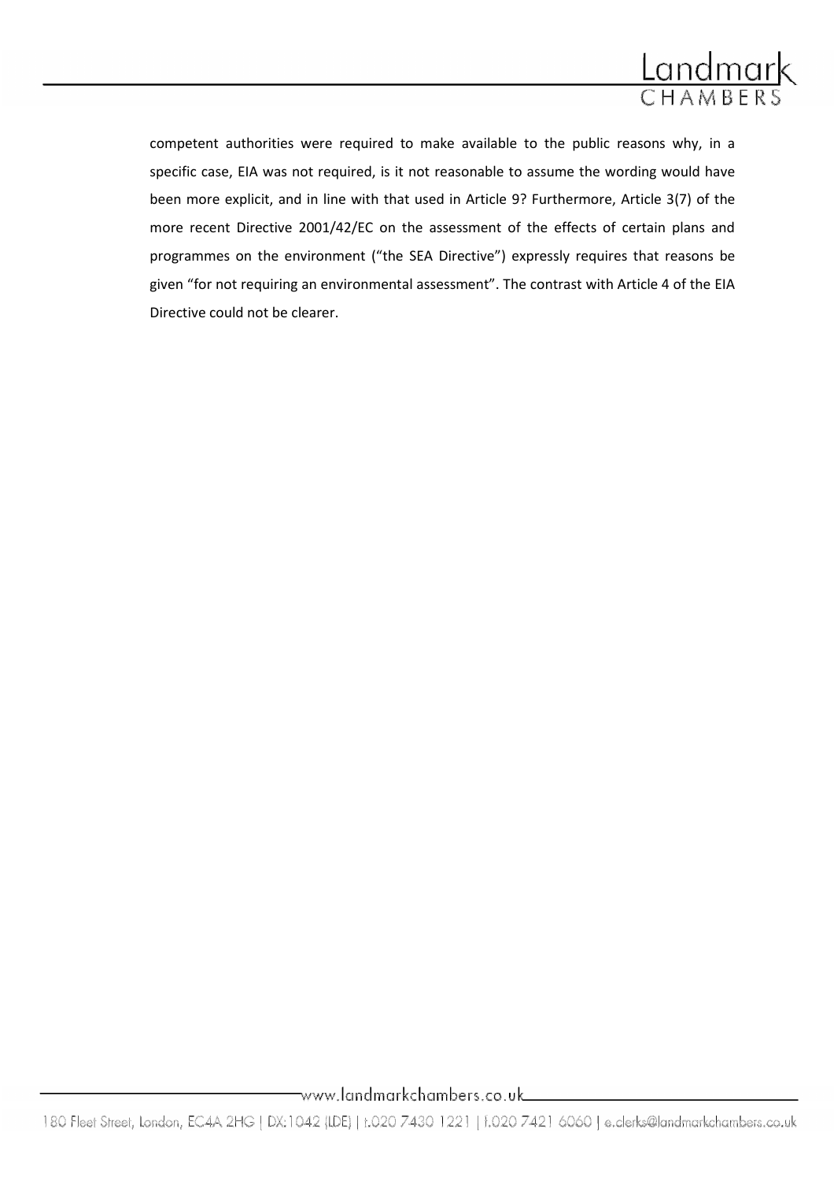competent authorities were required to make available to the public reasons why, in a specific case, EIA was not required, is it not reasonable to assume the wording would have been more explicit, and in line with that used in Article 9? Furthermore, Article 3(7) of the more recent Directive 2001/42/EC on the assessment of the effects of certain plans and programmes on the environment ("the SEA Directive") expressly requires that reasons be given "for not requiring an environmental assessment". The contrast with Article 4 of the EIA Directive could not be clearer.